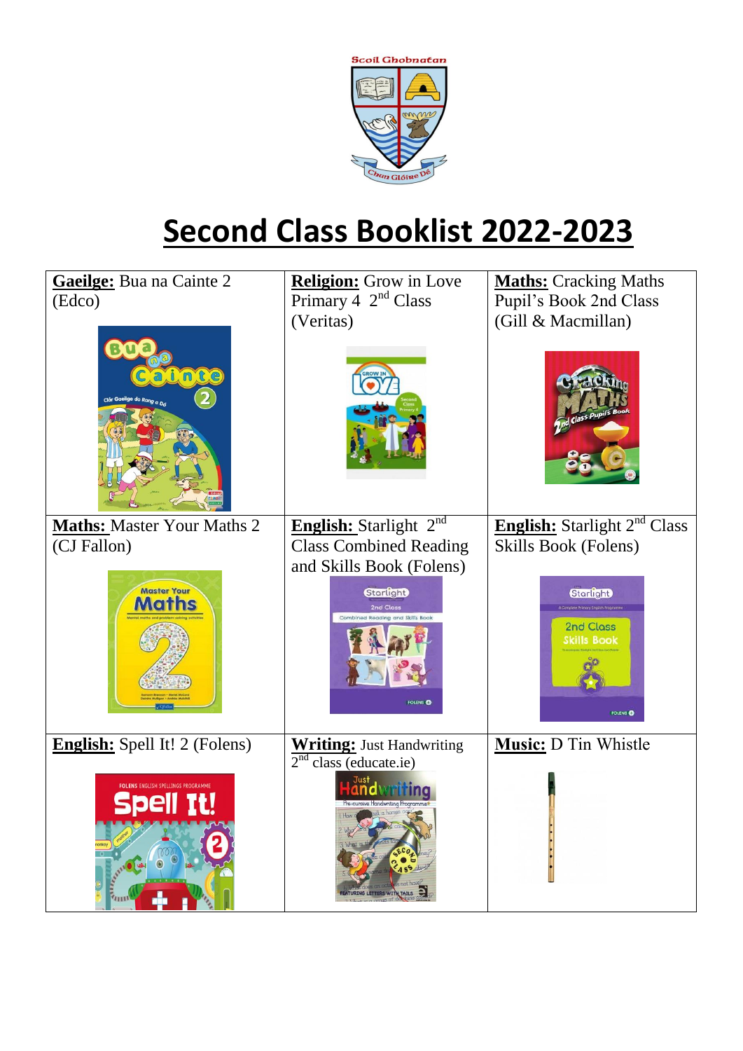Scoil Ghobnatan

Chun Glóire Dé

# Second Class Booklist 2022-2023

| | | |
|---|---|---|
| **Gaeilge:** Bua na Cainte 2 (Edco) | **Religion:** Grow in Love Primary 4 2nd Class (Veritas) | **Maths:** Cracking Maths Pupil's Book 2nd Class (Gill & Macmillan) |
| **Maths:** Master Your Maths 2 (CJ Fallon) | **English:** Starlight 2nd Class Combined Reading and Skills Book (Folens) | **English:** Starlight 2nd Class Skills Book (Folens) |
| **English:** Spell It! 2 (Folens) | **Writing:** Just Handwriting 2nd class (educate.ie) | **Music:** D Tin Whistle |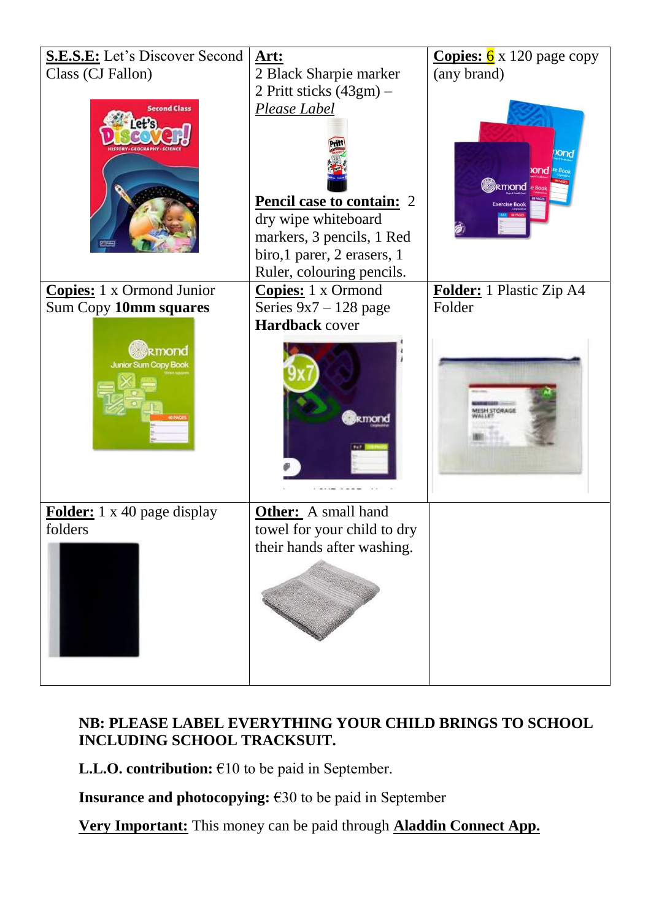| | | |
|---|---|---|
| **S.E.S.E:** Let's Discover Second Class (CJ Fallon) | **Art:** 2 Black Sharpie marker<br>2 Pritt sticks (43gm) – *Please Label*<br><br>**Pencil case to contain:** 2 dry wipe whiteboard markers, 3 pencils, 1 Red biro,1 parer, 2 erasers, 1 Ruler, colouring pencils. | **Copies:** 6 x 120 page copy (any brand) |
| **Copies:** 1 x Ormond Junior Sum Copy **10mm squares** | **Copies:** 1 x Ormond Series 9x7 – 128 page **Hardback** cover | **Folder:** 1 Plastic Zip A4 Folder |
| **Folder:** 1 x 40 page display folders | **Other:** A small hand towel for your child to dry their hands after washing. | |

**NB: PLEASE LABEL EVERYTHING YOUR CHILD BRINGS TO SCHOOL INCLUDING SCHOOL TRACKSUIT.**

**L.L.O. contribution:** €10 to be paid in September.

**Insurance and photocopying:** €30 to be paid in September

**Very Important:** This money can be paid through **Aladdin Connect App.**